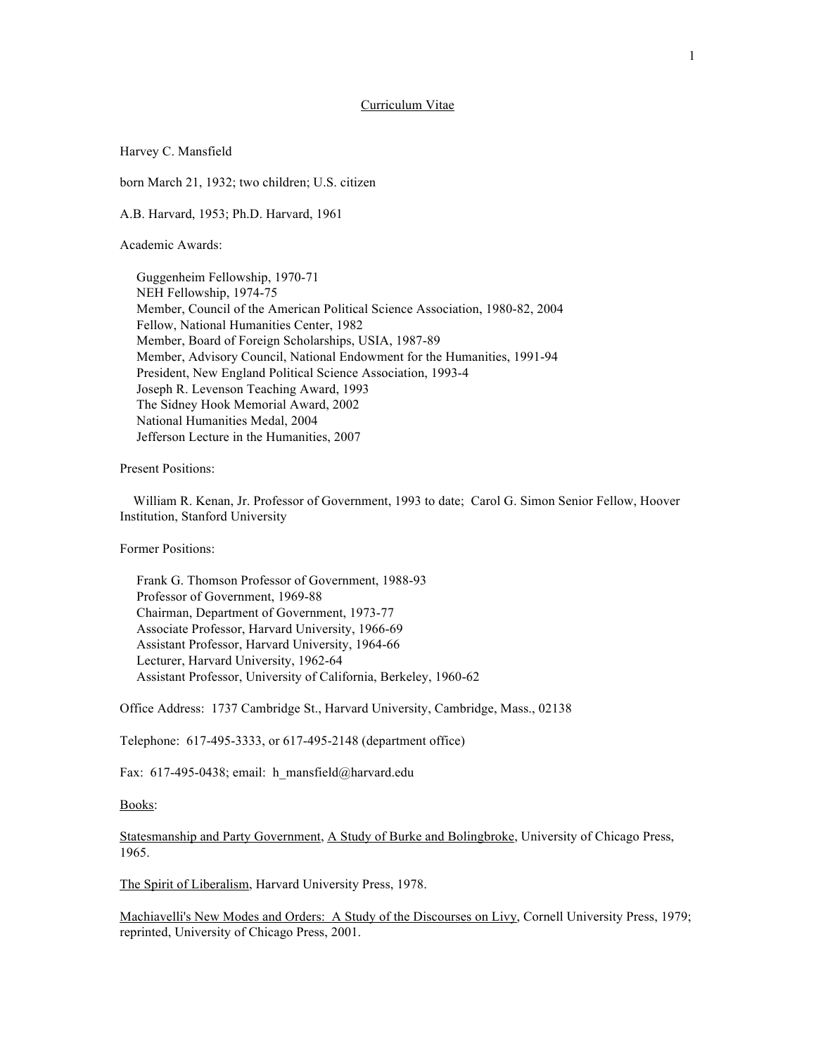# Curriculum Vitae

Harvey C. Mansfield

born March 21, 1932; two children; U.S. citizen

A.B. Harvard, 1953; Ph.D. Harvard, 1961

Academic Awards:

- Guggenheim Fellowship, 1970-71
- NEH Fellowship, 1974-75
- Member, Council of the American Political Science Association, 1980-82, 2004
- Fellow, National Humanities Center, 1982
- Member, Board of Foreign Scholarships, USIA, 1987-89
- Member, Advisory Council, National Endowment for the Humanities, 1991-94
- President, New England Political Science Association, 1993-4
- Joseph R. Levenson Teaching Award, 1993
- The Sidney Hook Memorial Award, 2002
- National Humanities Medal, 2004
- Jefferson Lecture in the Humanities, 2007

Present Positions:

William R. Kenan, Jr. Professor of Government, 1993 to date; Carol G. Simon Senior Fellow, Hoover Institution, Stanford University

Former Positions:

- Frank G. Thomson Professor of Government, 1988-93
- Professor of Government, 1969-88
- Chairman, Department of Government, 1973-77
- Associate Professor, Harvard University, 1966-69
- Assistant Professor, Harvard University, 1964-66
- Lecturer, Harvard University, 1962-64
- Assistant Professor, University of California, Berkeley, 1960-62

Office Address: 1737 Cambridge St., Harvard University, Cambridge, Mass., 02138

Telephone: 617-495-3333, or 617-495-2148 (department office)

Fax: 617-495-0438; email: h_mansfield@harvard.edu

## Books:

Statesmanship and Party Government, A Study of Burke and Bolingbroke, University of Chicago Press, 1965.

The Spirit of Liberalism, Harvard University Press, 1978.

Machiavelli's New Modes and Orders: A Study of the Discourses on Livy, Cornell University Press, 1979; reprinted, University of Chicago Press, 2001.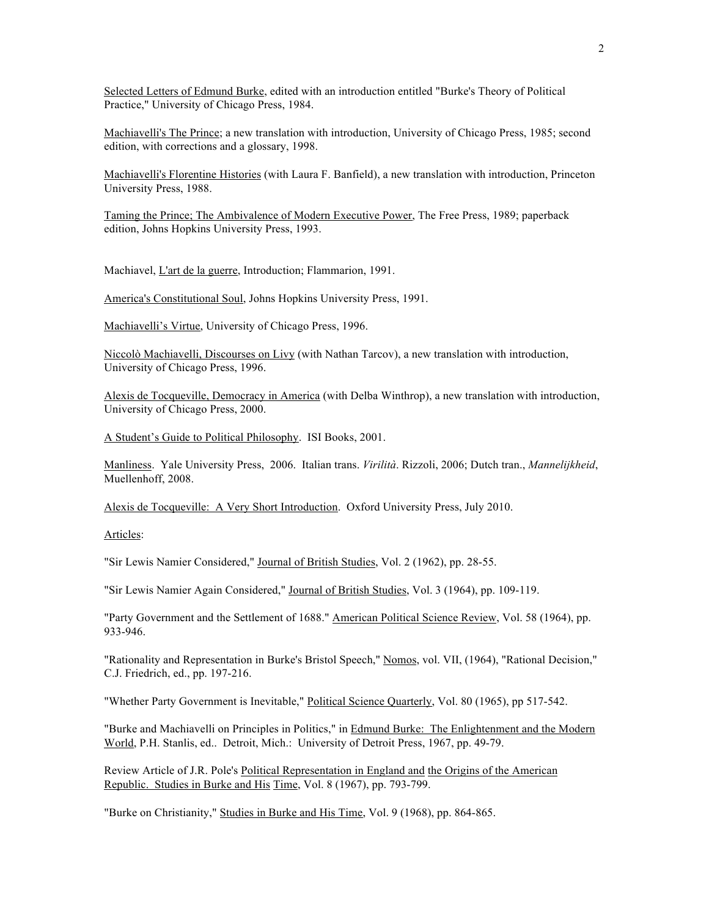<u>Selected Letters of Edmund Burke</u>, edited with an introduction entitled "Burke's Theory of Political Practice," University of Chicago Press, 1984.

<u>Machiavelli's The Prince</u>; a new translation with introduction, University of Chicago Press, 1985; second edition, with corrections and a glossary, 1998.

<u>Machiavelli's Florentine Histories</u> (with Laura F. Banfield), a new translation with introduction, Princeton University Press, 1988.

<u>Taming the Prince; The Ambivalence of Modern Executive Power</u>, The Free Press, 1989; paperback edition, Johns Hopkins University Press, 1993.

Machiavel, <u>L'art de la guerre</u>, Introduction; Flammarion, 1991.

<u>America's Constitutional Soul</u>, Johns Hopkins University Press, 1991.

<u>Machiavelli's Virtue</u>, University of Chicago Press, 1996.

<u>Niccolò Machiavelli, Discourses on Livy</u> (with Nathan Tarcov), a new translation with introduction, University of Chicago Press, 1996.

<u>Alexis de Tocqueville, Democracy in America</u> (with Delba Winthrop), a new translation with introduction, University of Chicago Press, 2000.

<u>A Student's Guide to Political Philosophy</u>. ISI Books, 2001.

<u>Manliness</u>. Yale University Press, 2006. Italian trans. *Virilità*. Rizzoli, 2006; Dutch tran., *Mannelijkheid*, Muellenhoff, 2008.

<u>Alexis de Tocqueville: A Very Short Introduction</u>. Oxford University Press, July 2010.

<u>Articles</u>:

"Sir Lewis Namier Considered," <u>Journal of British Studies</u>, Vol. 2 (1962), pp. 28-55.

"Sir Lewis Namier Again Considered," <u>Journal of British Studies</u>, Vol. 3 (1964), pp. 109-119.

"Party Government and the Settlement of 1688." <u>American Political Science Review</u>, Vol. 58 (1964), pp. 933-946.

"Rationality and Representation in Burke's Bristol Speech," <u>Nomos</u>, vol. VII, (1964), "Rational Decision," C.J. Friedrich, ed., pp. 197-216.

"Whether Party Government is Inevitable," <u>Political Science Quarterly</u>, Vol. 80 (1965), pp 517-542.

"Burke and Machiavelli on Principles in Politics," in <u>Edmund Burke: The Enlightenment and the Modern World</u>, P.H. Stanlis, ed.. Detroit, Mich.: University of Detroit Press, 1967, pp. 49-79.

Review Article of J.R. Pole's <u>Political Representation in England and the Origins of the American Republic. Studies in Burke and His Time</u>, Vol. 8 (1967), pp. 793-799.

"Burke on Christianity," <u>Studies in Burke and His Time</u>, Vol. 9 (1968), pp. 864-865.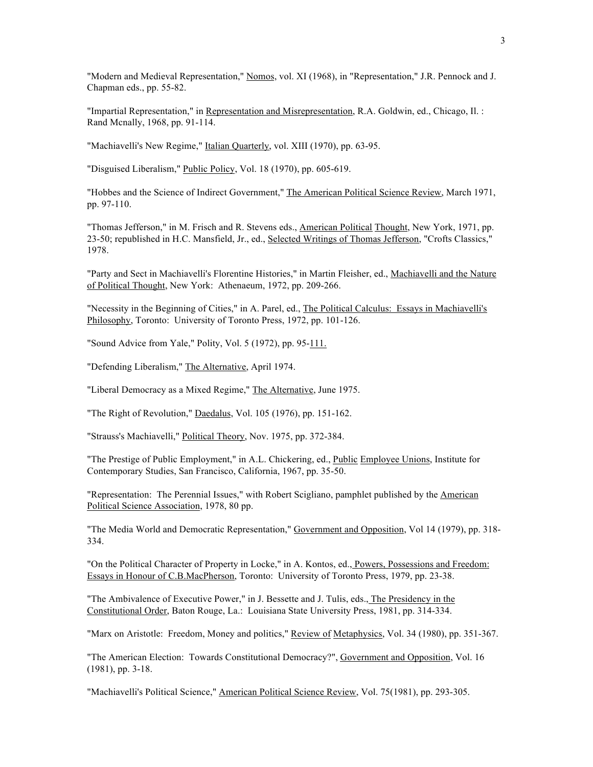"Modern and Medieval Representation," Nomos, vol. XI (1968), in "Representation," J.R. Pennock and J. Chapman eds., pp. 55-82.

"Impartial Representation," in Representation and Misrepresentation, R.A. Goldwin, ed., Chicago, Il. : Rand Mcnally, 1968, pp. 91-114.

"Machiavelli's New Regime," Italian Quarterly, vol. XIII (1970), pp. 63-95.

"Disguised Liberalism," Public Policy, Vol. 18 (1970), pp. 605-619.

"Hobbes and the Science of Indirect Government," The American Political Science Review, March 1971, pp. 97-110.

"Thomas Jefferson," in M. Frisch and R. Stevens eds., American Political Thought, New York, 1971, pp. 23-50; republished in H.C. Mansfield, Jr., ed., Selected Writings of Thomas Jefferson, "Crofts Classics," 1978.

"Party and Sect in Machiavelli's Florentine Histories," in Martin Fleisher, ed., Machiavelli and the Nature of Political Thought, New York: Athenaeum, 1972, pp. 209-266.

"Necessity in the Beginning of Cities," in A. Parel, ed., The Political Calculus: Essays in Machiavelli's Philosophy, Toronto: University of Toronto Press, 1972, pp. 101-126.

"Sound Advice from Yale," Polity, Vol. 5 (1972), pp. 95-111.

"Defending Liberalism," The Alternative, April 1974.

"Liberal Democracy as a Mixed Regime," The Alternative, June 1975.

"The Right of Revolution," Daedalus, Vol. 105 (1976), pp. 151-162.

"Strauss's Machiavelli," Political Theory, Nov. 1975, pp. 372-384.

"The Prestige of Public Employment," in A.L. Chickering, ed., Public Employee Unions, Institute for Contemporary Studies, San Francisco, California, 1967, pp. 35-50.

"Representation: The Perennial Issues," with Robert Scigliano, pamphlet published by the American Political Science Association, 1978, 80 pp.

"The Media World and Democratic Representation," Government and Opposition, Vol 14 (1979), pp. 318-334.

"On the Political Character of Property in Locke," in A. Kontos, ed., Powers, Possessions and Freedom: Essays in Honour of C.B.MacPherson, Toronto: University of Toronto Press, 1979, pp. 23-38.

"The Ambivalence of Executive Power," in J. Bessette and J. Tulis, eds., The Presidency in the Constitutional Order, Baton Rouge, La.: Louisiana State University Press, 1981, pp. 314-334.

"Marx on Aristotle: Freedom, Money and politics," Review of Metaphysics, Vol. 34 (1980), pp. 351-367.

"The American Election: Towards Constitutional Democracy?", Government and Opposition, Vol. 16 (1981), pp. 3-18.

"Machiavelli's Political Science," American Political Science Review, Vol. 75(1981), pp. 293-305.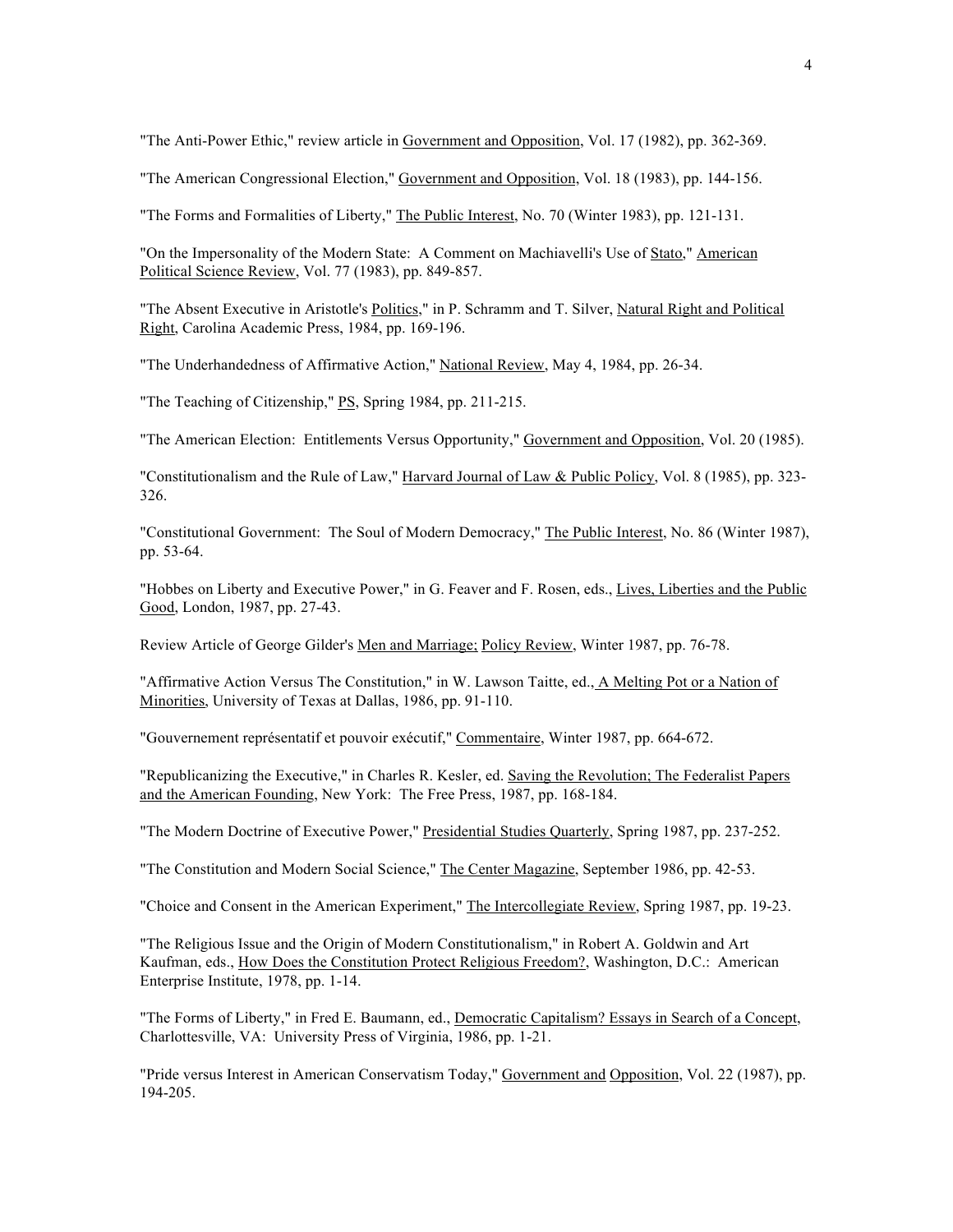"The Anti-Power Ethic," review article in Government and Opposition, Vol. 17 (1982), pp. 362-369.

"The American Congressional Election," Government and Opposition, Vol. 18 (1983), pp. 144-156.

"The Forms and Formalities of Liberty," The Public Interest, No. 70 (Winter 1983), pp. 121-131.

"On the Impersonality of the Modern State: A Comment on Machiavelli's Use of Stato," American Political Science Review, Vol. 77 (1983), pp. 849-857.

"The Absent Executive in Aristotle's Politics," in P. Schramm and T. Silver, Natural Right and Political Right, Carolina Academic Press, 1984, pp. 169-196.

"The Underhandedness of Affirmative Action," National Review, May 4, 1984, pp. 26-34.

"The Teaching of Citizenship," PS, Spring 1984, pp. 211-215.

"The American Election: Entitlements Versus Opportunity," Government and Opposition, Vol. 20 (1985).

"Constitutionalism and the Rule of Law," Harvard Journal of Law & Public Policy, Vol. 8 (1985), pp. 323-326.

"Constitutional Government: The Soul of Modern Democracy," The Public Interest, No. 86 (Winter 1987), pp. 53-64.

"Hobbes on Liberty and Executive Power," in G. Feaver and F. Rosen, eds., Lives, Liberties and the Public Good, London, 1987, pp. 27-43.

Review Article of George Gilder's Men and Marriage; Policy Review, Winter 1987, pp. 76-78.

"Affirmative Action Versus The Constitution," in W. Lawson Taitte, ed., A Melting Pot or a Nation of Minorities, University of Texas at Dallas, 1986, pp. 91-110.

"Gouvernement représentatif et pouvoir exécutif," Commentaire, Winter 1987, pp. 664-672.

"Republicanizing the Executive," in Charles R. Kesler, ed. Saving the Revolution; The Federalist Papers and the American Founding, New York: The Free Press, 1987, pp. 168-184.

"The Modern Doctrine of Executive Power," Presidential Studies Quarterly, Spring 1987, pp. 237-252.

"The Constitution and Modern Social Science," The Center Magazine, September 1986, pp. 42-53.

"Choice and Consent in the American Experiment," The Intercollegiate Review, Spring 1987, pp. 19-23.

"The Religious Issue and the Origin of Modern Constitutionalism," in Robert A. Goldwin and Art Kaufman, eds., How Does the Constitution Protect Religious Freedom?, Washington, D.C.: American Enterprise Institute, 1978, pp. 1-14.

"The Forms of Liberty," in Fred E. Baumann, ed., Democratic Capitalism? Essays in Search of a Concept, Charlottesville, VA: University Press of Virginia, 1986, pp. 1-21.

"Pride versus Interest in American Conservatism Today," Government and Opposition, Vol. 22 (1987), pp. 194-205.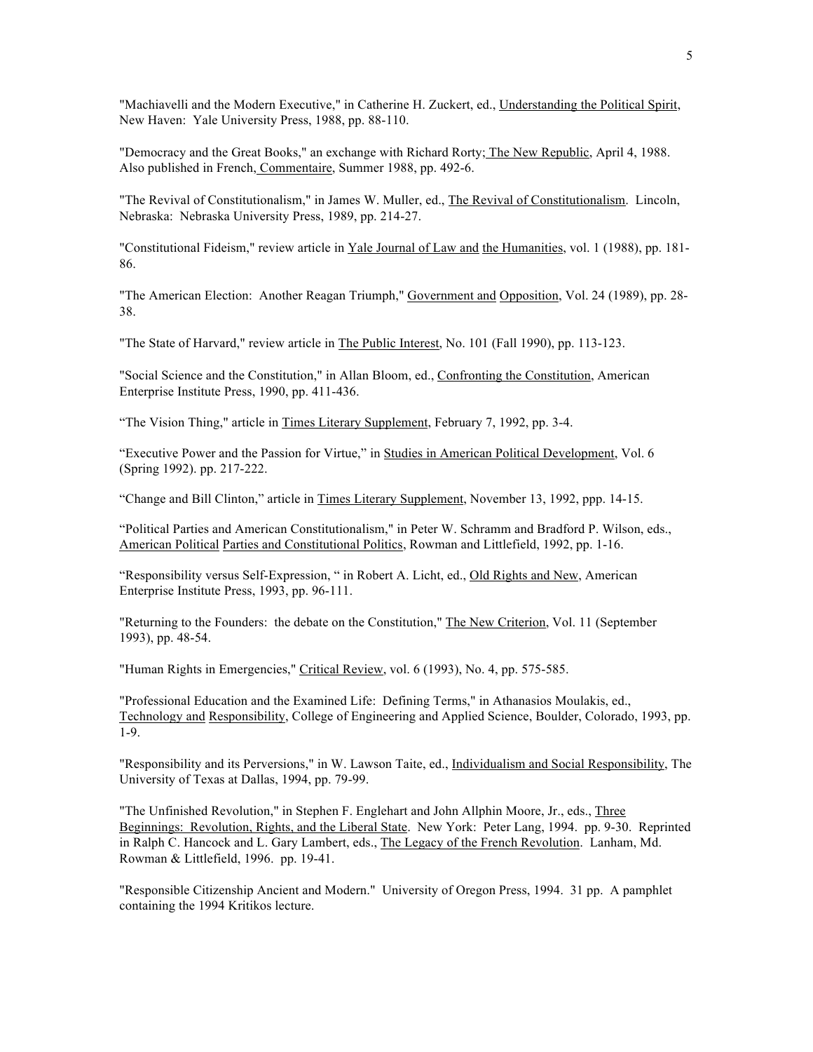"Machiavelli and the Modern Executive," in Catherine H. Zuckert, ed., Understanding the Political Spirit, New Haven: Yale University Press, 1988, pp. 88-110.

"Democracy and the Great Books," an exchange with Richard Rorty; The New Republic, April 4, 1988. Also published in French, Commentaire, Summer 1988, pp. 492-6.

"The Revival of Constitutionalism," in James W. Muller, ed., The Revival of Constitutionalism. Lincoln, Nebraska: Nebraska University Press, 1989, pp. 214-27.

"Constitutional Fideism," review article in Yale Journal of Law and the Humanities, vol. 1 (1988), pp. 181-86.

"The American Election: Another Reagan Triumph," Government and Opposition, Vol. 24 (1989), pp. 28-38.

"The State of Harvard," review article in The Public Interest, No. 101 (Fall 1990), pp. 113-123.

"Social Science and the Constitution," in Allan Bloom, ed., Confronting the Constitution, American Enterprise Institute Press, 1990, pp. 411-436.

"The Vision Thing," article in Times Literary Supplement, February 7, 1992, pp. 3-4.

"Executive Power and the Passion for Virtue," in Studies in American Political Development, Vol. 6 (Spring 1992). pp. 217-222.

"Change and Bill Clinton," article in Times Literary Supplement, November 13, 1992, ppp. 14-15.

"Political Parties and American Constitutionalism," in Peter W. Schramm and Bradford P. Wilson, eds., American Political Parties and Constitutional Politics, Rowman and Littlefield, 1992, pp. 1-16.

"Responsibility versus Self-Expression, " in Robert A. Licht, ed., Old Rights and New, American Enterprise Institute Press, 1993, pp. 96-111.

"Returning to the Founders: the debate on the Constitution," The New Criterion, Vol. 11 (September 1993), pp. 48-54.

"Human Rights in Emergencies," Critical Review, vol. 6 (1993), No. 4, pp. 575-585.

"Professional Education and the Examined Life: Defining Terms," in Athanasios Moulakis, ed., Technology and Responsibility, College of Engineering and Applied Science, Boulder, Colorado, 1993, pp. 1-9.

"Responsibility and its Perversions," in W. Lawson Taite, ed., Individualism and Social Responsibility, The University of Texas at Dallas, 1994, pp. 79-99.

"The Unfinished Revolution," in Stephen F. Englehart and John Allphin Moore, Jr., eds., Three Beginnings: Revolution, Rights, and the Liberal State. New York: Peter Lang, 1994. pp. 9-30. Reprinted in Ralph C. Hancock and L. Gary Lambert, eds., The Legacy of the French Revolution. Lanham, Md. Rowman & Littlefield, 1996. pp. 19-41.

"Responsible Citizenship Ancient and Modern." University of Oregon Press, 1994. 31 pp. A pamphlet containing the 1994 Kritikos lecture.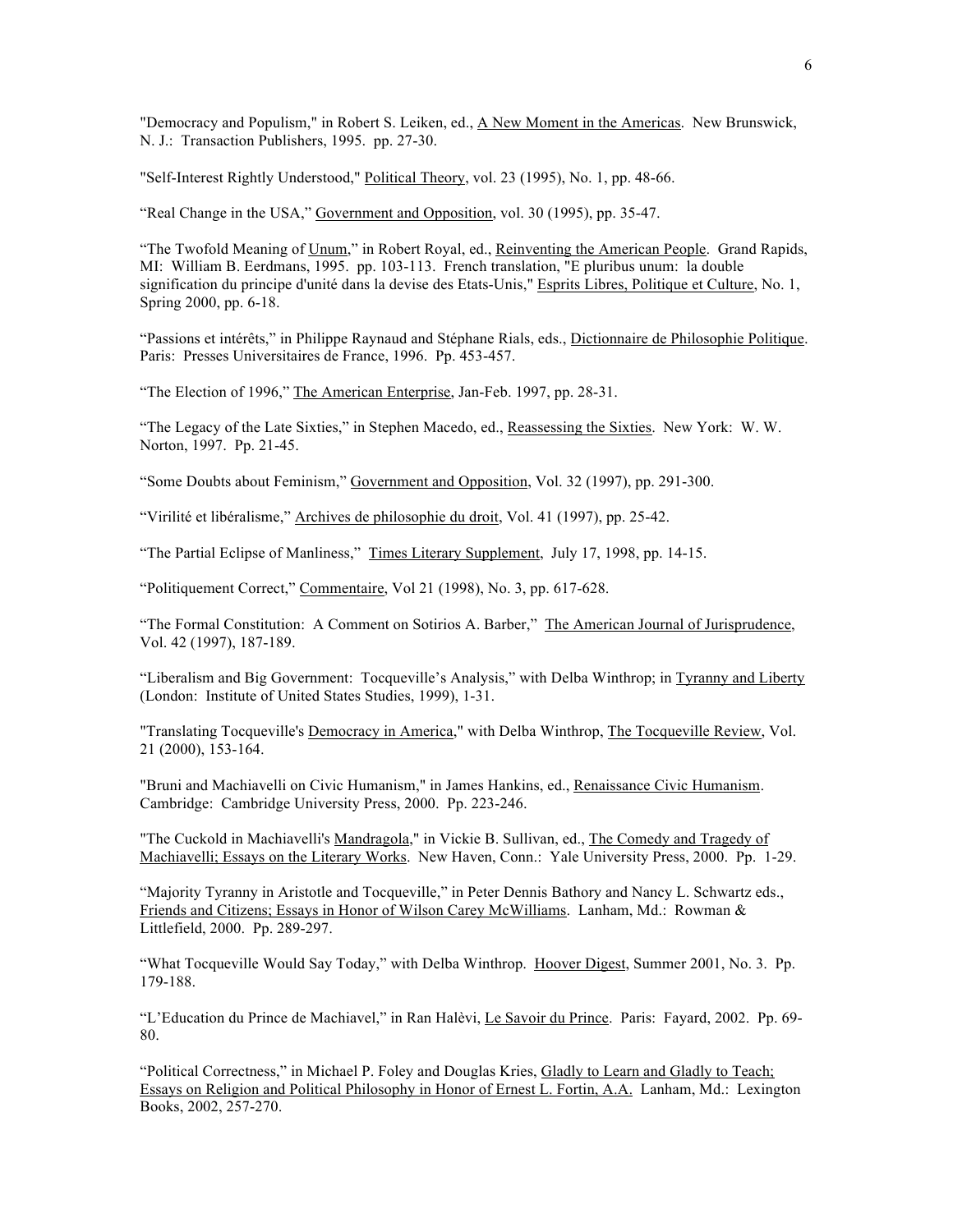"Democracy and Populism," in Robert S. Leiken, ed., A New Moment in the Americas. New Brunswick, N. J.: Transaction Publishers, 1995. pp. 27-30.

"Self-Interest Rightly Understood," Political Theory, vol. 23 (1995), No. 1, pp. 48-66.

"Real Change in the USA," Government and Opposition, vol. 30 (1995), pp. 35-47.

"The Twofold Meaning of Unum," in Robert Royal, ed., Reinventing the American People. Grand Rapids, MI: William B. Eerdmans, 1995. pp. 103-113. French translation, "E pluribus unum: la double signification du principe d'unité dans la devise des Etats-Unis," Esprits Libres, Politique et Culture, No. 1, Spring 2000, pp. 6-18.

"Passions et intérêts," in Philippe Raynaud and Stéphane Rials, eds., Dictionnaire de Philosophie Politique. Paris: Presses Universitaires de France, 1996. Pp. 453-457.

"The Election of 1996," The American Enterprise, Jan-Feb. 1997, pp. 28-31.

"The Legacy of the Late Sixties," in Stephen Macedo, ed., Reassessing the Sixties. New York: W. W. Norton, 1997. Pp. 21-45.

"Some Doubts about Feminism," Government and Opposition, Vol. 32 (1997), pp. 291-300.

"Virilité et libéralisme," Archives de philosophie du droit, Vol. 41 (1997), pp. 25-42.

"The Partial Eclipse of Manliness," Times Literary Supplement, July 17, 1998, pp. 14-15.

"Politiquement Correct," Commentaire, Vol 21 (1998), No. 3, pp. 617-628.

"The Formal Constitution: A Comment on Sotirios A. Barber," The American Journal of Jurisprudence, Vol. 42 (1997), 187-189.

"Liberalism and Big Government: Tocqueville's Analysis," with Delba Winthrop; in Tyranny and Liberty (London: Institute of United States Studies, 1999), 1-31.

"Translating Tocqueville's Democracy in America," with Delba Winthrop, The Tocqueville Review, Vol. 21 (2000), 153-164.

"Bruni and Machiavelli on Civic Humanism," in James Hankins, ed., Renaissance Civic Humanism. Cambridge: Cambridge University Press, 2000. Pp. 223-246.

"The Cuckold in Machiavelli's Mandragola," in Vickie B. Sullivan, ed., The Comedy and Tragedy of Machiavelli; Essays on the Literary Works. New Haven, Conn.: Yale University Press, 2000. Pp. 1-29.

"Majority Tyranny in Aristotle and Tocqueville," in Peter Dennis Bathory and Nancy L. Schwartz eds., Friends and Citizens; Essays in Honor of Wilson Carey McWilliams. Lanham, Md.: Rowman & Littlefield, 2000. Pp. 289-297.

"What Tocqueville Would Say Today," with Delba Winthrop. Hoover Digest, Summer 2001, No. 3. Pp. 179-188.

"L'Education du Prince de Machiavel," in Ran Halèvi, Le Savoir du Prince. Paris: Fayard, 2002. Pp. 69-80.

"Political Correctness," in Michael P. Foley and Douglas Kries, Gladly to Learn and Gladly to Teach; Essays on Religion and Political Philosophy in Honor of Ernest L. Fortin, A.A. Lanham, Md.: Lexington Books, 2002, 257-270.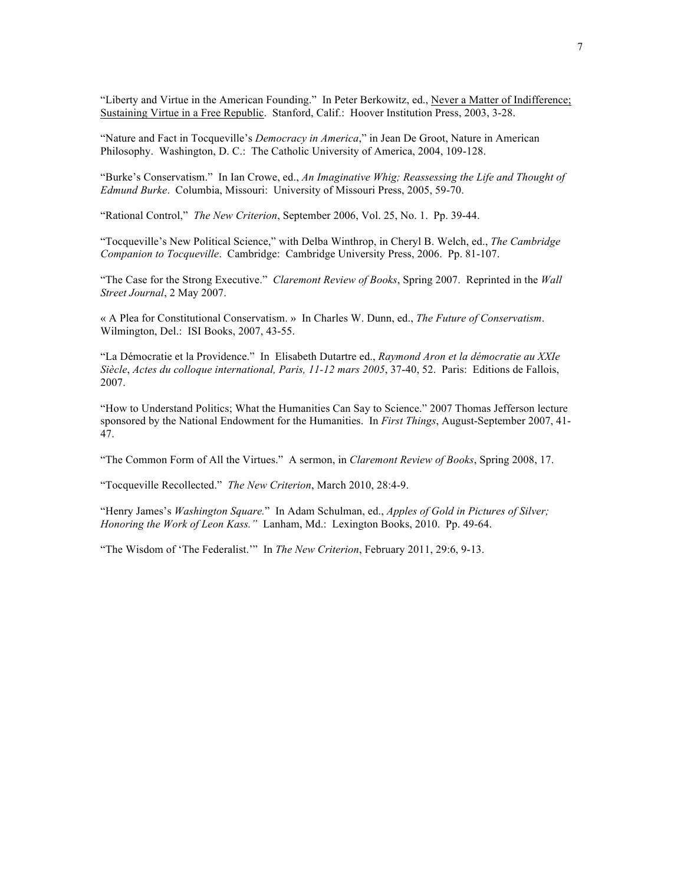"Liberty and Virtue in the American Founding." In Peter Berkowitz, ed., Never a Matter of Indifference; Sustaining Virtue in a Free Republic. Stanford, Calif.: Hoover Institution Press, 2003, 3-28.

"Nature and Fact in Tocqueville's *Democracy in America*," in Jean De Groot, Nature in American Philosophy. Washington, D. C.: The Catholic University of America, 2004, 109-128.

"Burke's Conservatism." In Ian Crowe, ed., *An Imaginative Whig; Reassessing the Life and Thought of Edmund Burke*. Columbia, Missouri: University of Missouri Press, 2005, 59-70.

"Rational Control," *The New Criterion*, September 2006, Vol. 25, No. 1. Pp. 39-44.

"Tocqueville's New Political Science," with Delba Winthrop, in Cheryl B. Welch, ed., *The Cambridge Companion to Tocqueville*. Cambridge: Cambridge University Press, 2006. Pp. 81-107.

"The Case for the Strong Executive." *Claremont Review of Books*, Spring 2007. Reprinted in the *Wall Street Journal*, 2 May 2007.

« A Plea for Constitutional Conservatism. » In Charles W. Dunn, ed., *The Future of Conservatism*. Wilmington, Del.: ISI Books, 2007, 43-55.

"La Démocratie et la Providence." In Elisabeth Dutartre ed., *Raymond Aron et la démocratie au XXIe Siècle*, *Actes du colloque international, Paris, 11-12 mars 2005*, 37-40, 52. Paris: Editions de Fallois, 2007.

"How to Understand Politics; What the Humanities Can Say to Science." 2007 Thomas Jefferson lecture sponsored by the National Endowment for the Humanities. In *First Things*, August-September 2007, 41-47.

"The Common Form of All the Virtues." A sermon, in *Claremont Review of Books*, Spring 2008, 17.

"Tocqueville Recollected." *The New Criterion*, March 2010, 28:4-9.

"Henry James's *Washington Square.*" In Adam Schulman, ed., *Apples of Gold in Pictures of Silver; Honoring the Work of Leon Kass."* Lanham, Md.: Lexington Books, 2010. Pp. 49-64.

"The Wisdom of 'The Federalist.'" In *The New Criterion*, February 2011, 29:6, 9-13.